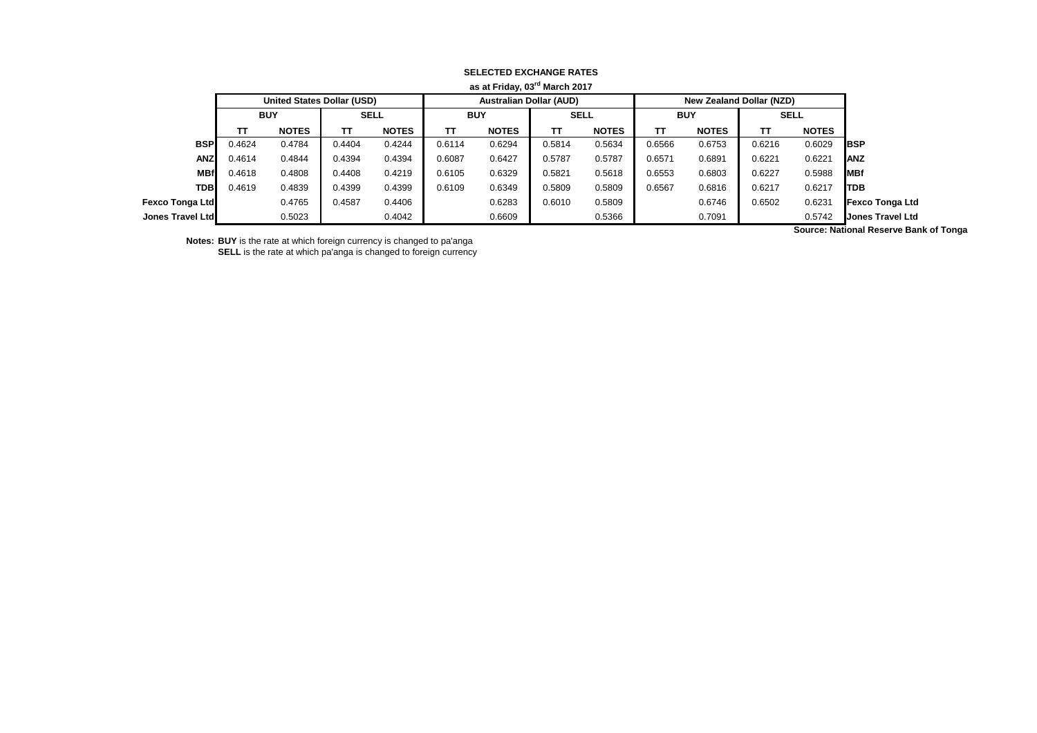**SELECTED EXCHANGE RATES**

**as at Friday, 03[rd] March 2017**

| | United States Dollar (USD) | | | | Australian Dollar (AUD) | | | | New Zealand Dollar (NZD) | | | | |
|---|---|---|---|---|---|---|---|---|---|---|---|---|---|
| | BUY | | SELL | | BUY | | SELL | | BUY | | SELL | | |
| | TT | NOTES | TT | NOTES | TT | NOTES | TT | NOTES | TT | NOTES | TT | NOTES | |
| **BSP** | 0.4624 | 0.4784 | 0.4404 | 0.4244 | 0.6114 | 0.6294 | 0.5814 | 0.5634 | 0.6566 | 0.6753 | 0.6216 | 0.6029 | **BSP** |
| **ANZ** | 0.4614 | 0.4844 | 0.4394 | 0.4394 | 0.6087 | 0.6427 | 0.5787 | 0.5787 | 0.6571 | 0.6891 | 0.6221 | 0.6221 | **ANZ** |
| **MBf** | 0.4618 | 0.4808 | 0.4408 | 0.4219 | 0.6105 | 0.6329 | 0.5821 | 0.5618 | 0.6553 | 0.6803 | 0.6227 | 0.5988 | **MBf** |
| **TDB** | 0.4619 | 0.4839 | 0.4399 | 0.4399 | 0.6109 | 0.6349 | 0.5809 | 0.5809 | 0.6567 | 0.6816 | 0.6217 | 0.6217 | **TDB** |
| **Fexco Tonga Ltd** | | 0.4765 | 0.4587 | 0.4406 | | 0.6283 | 0.6010 | 0.5809 | | 0.6746 | 0.6502 | 0.6231 | **Fexco Tonga Ltd** |
| **Jones Travel Ltd** | | 0.5023 | | 0.4042 | | 0.6609 | | 0.5366 | | 0.7091 | | 0.5742 | **Jones Travel Ltd** |

**Source: National Reserve Bank of Tonga**

**Notes:** **BUY** is the rate at which foreign currency is changed to pa'anga
**SELL** is the rate at which pa'anga is changed to foreign currency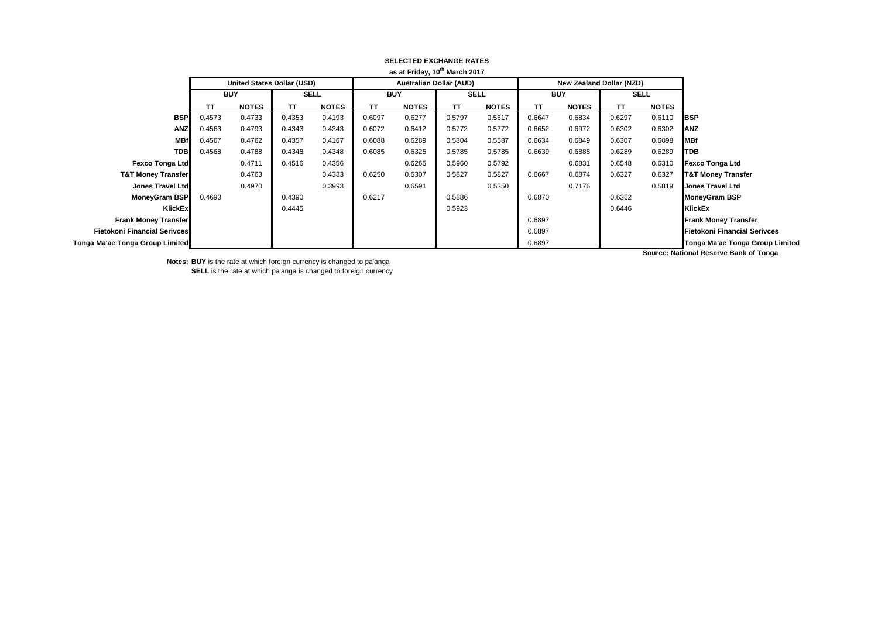## SELECTED EXCHANGE RATES

**as at Friday, 10th March 2017**

| | United States Dollar (USD) | | | | Australian Dollar (AUD) | | | | New Zealand Dollar (NZD) | | | | |
|---|---|---|---|---|---|---|---|---|---|---|---|---|---|
| | BUY | | SELL | | BUY | | SELL | | BUY | | SELL | | |
| | TT | NOTES | TT | NOTES | TT | NOTES | TT | NOTES | TT | NOTES | TT | NOTES | |
| **BSP** | 0.4573 | 0.4733 | 0.4353 | 0.4193 | 0.6097 | 0.6277 | 0.5797 | 0.5617 | 0.6647 | 0.6834 | 0.6297 | 0.6110 | **BSP** |
| **ANZ** | 0.4563 | 0.4793 | 0.4343 | 0.4343 | 0.6072 | 0.6412 | 0.5772 | 0.5772 | 0.6652 | 0.6972 | 0.6302 | 0.6302 | **ANZ** |
| **MBf** | 0.4567 | 0.4762 | 0.4357 | 0.4167 | 0.6088 | 0.6289 | 0.5804 | 0.5587 | 0.6634 | 0.6849 | 0.6307 | 0.6098 | **MBf** |
| **TDB** | 0.4568 | 0.4788 | 0.4348 | 0.4348 | 0.6085 | 0.6325 | 0.5785 | 0.5785 | 0.6639 | 0.6888 | 0.6289 | 0.6289 | **TDB** |
| **Fexco Tonga Ltd** | | 0.4711 | 0.4516 | 0.4356 | | 0.6265 | 0.5960 | 0.5792 | | 0.6831 | 0.6548 | 0.6310 | **Fexco Tonga Ltd** |
| **T&T Money Transfer** | | 0.4763 | | 0.4383 | 0.6250 | 0.6307 | 0.5827 | 0.5827 | 0.6667 | 0.6874 | 0.6327 | 0.6327 | **T&T Money Transfer** |
| **Jones Travel Ltd** | | 0.4970 | | 0.3993 | | 0.6591 | | 0.5350 | | 0.7176 | | 0.5819 | **Jones Travel Ltd** |
| **MoneyGram BSP** | 0.4693 | | 0.4390 | | 0.6217 | | 0.5886 | | 0.6870 | | 0.6362 | | **MoneyGram BSP** |
| **KlickEx** | | | 0.4445 | | | | 0.5923 | | | | 0.6446 | | **KlickEx** |
| **Frank Money Transfer** | | | | | | | | | 0.6897 | | | | **Frank Money Transfer** |
| **Fietokoni Financial Serivces** | | | | | | | | | 0.6897 | | | | **Fietokoni Financial Serivces** |
| **Tonga Ma'ae Tonga Group Limited** | | | | | | | | | 0.6897 | | | | **Tonga Ma'ae Tonga Group Limited** |

**Source: National Reserve Bank of Tonga**

**Notes: BUY** is the rate at which foreign currency is changed to pa'anga
**SELL** is the rate at which pa'anga is changed to foreign currency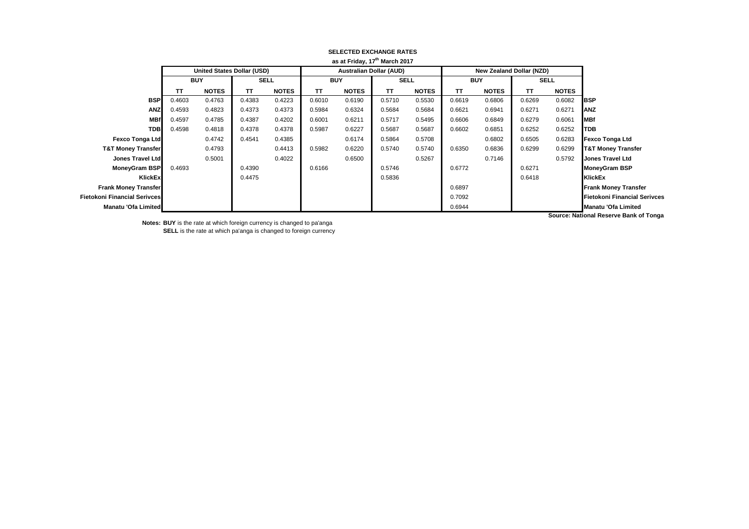**SELECTED EXCHANGE RATES**

**as at Friday, 17th March 2017**

| | United States Dollar (USD) | | | | Australian Dollar (AUD) | | | | New Zealand Dollar (NZD) | | | | |
|---|---|---|---|---|---|---|---|---|---|---|---|---|---|
| | BUY | | SELL | | BUY | | SELL | | BUY | | SELL | | |
| | TT | NOTES | TT | NOTES | TT | NOTES | TT | NOTES | TT | NOTES | TT | NOTES | |
| **BSP** | 0.4603 | 0.4763 | 0.4383 | 0.4223 | 0.6010 | 0.6190 | 0.5710 | 0.5530 | 0.6619 | 0.6806 | 0.6269 | 0.6082 | **BSP** |
| **ANZ** | 0.4593 | 0.4823 | 0.4373 | 0.4373 | 0.5984 | 0.6324 | 0.5684 | 0.5684 | 0.6621 | 0.6941 | 0.6271 | 0.6271 | **ANZ** |
| **MBf** | 0.4597 | 0.4785 | 0.4387 | 0.4202 | 0.6001 | 0.6211 | 0.5717 | 0.5495 | 0.6606 | 0.6849 | 0.6279 | 0.6061 | **MBf** |
| **TDB** | 0.4598 | 0.4818 | 0.4378 | 0.4378 | 0.5987 | 0.6227 | 0.5687 | 0.5687 | 0.6602 | 0.6851 | 0.6252 | 0.6252 | **TDB** |
| **Fexco Tonga Ltd** | | 0.4742 | 0.4541 | 0.4385 | | 0.6174 | 0.5864 | 0.5708 | | 0.6802 | 0.6505 | 0.6283 | **Fexco Tonga Ltd** |
| **T&T Money Transfer** | | 0.4793 | | 0.4413 | 0.5982 | 0.6220 | 0.5740 | 0.5740 | 0.6350 | 0.6836 | 0.6299 | 0.6299 | **T&T Money Transfer** |
| **Jones Travel Ltd** | | 0.5001 | | 0.4022 | | 0.6500 | | 0.5267 | | 0.7146 | | 0.5792 | **Jones Travel Ltd** |
| **MoneyGram BSP** | 0.4693 | | 0.4390 | | 0.6166 | | 0.5746 | | 0.6772 | | 0.6271 | | **MoneyGram BSP** |
| **KlickEx** | | | 0.4475 | | | | 0.5836 | | | | 0.6418 | | **KlickEx** |
| **Frank Money Transfer** | | | | | | | | | 0.6897 | | | | **Frank Money Transfer** |
| **Fietokoni Financial Serivces** | | | | | | | | | 0.7092 | | | | **Fietokoni Financial Serivces** |
| **Manatu 'Ofa Limited** | | | | | | | | | 0.6944 | | | | **Manatu 'Ofa Limited** |

**Source: National Reserve Bank of Tonga**

**Notes:** **BUY** is the rate at which foreign currency is changed to pa'anga

**SELL** is the rate at which pa'anga is changed to foreign currency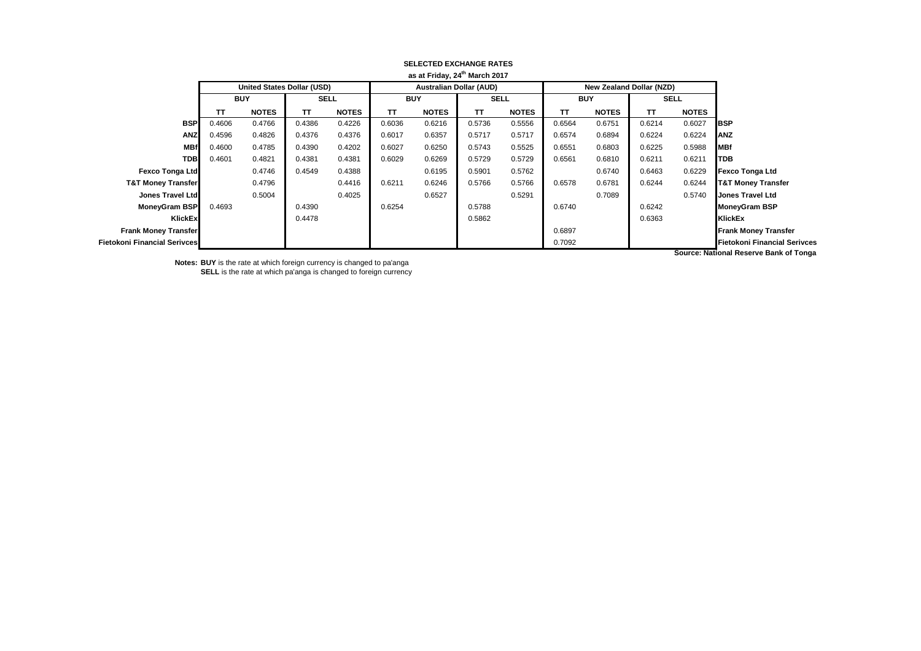**SELECTED EXCHANGE RATES**

**as at Friday, 24th March 2017**

| | United States Dollar (USD) | | | | Australian Dollar (AUD) | | | | New Zealand Dollar (NZD) | | | | |
|---|---|---|---|---|---|---|---|---|---|---|---|---|---|
| | BUY | | SELL | | BUY | | SELL | | BUY | | SELL | | |
| | TT | NOTES | TT | NOTES | TT | NOTES | TT | NOTES | TT | NOTES | TT | NOTES | |
| **BSP** | 0.4606 | 0.4766 | 0.4386 | 0.4226 | 0.6036 | 0.6216 | 0.5736 | 0.5556 | 0.6564 | 0.6751 | 0.6214 | 0.6027 | **BSP** |
| **ANZ** | 0.4596 | 0.4826 | 0.4376 | 0.4376 | 0.6017 | 0.6357 | 0.5717 | 0.5717 | 0.6574 | 0.6894 | 0.6224 | 0.6224 | **ANZ** |
| **MBf** | 0.4600 | 0.4785 | 0.4390 | 0.4202 | 0.6027 | 0.6250 | 0.5743 | 0.5525 | 0.6551 | 0.6803 | 0.6225 | 0.5988 | **MBf** |
| **TDB** | 0.4601 | 0.4821 | 0.4381 | 0.4381 | 0.6029 | 0.6269 | 0.5729 | 0.5729 | 0.6561 | 0.6810 | 0.6211 | 0.6211 | **TDB** |
| **Fexco Tonga Ltd** | | 0.4746 | 0.4549 | 0.4388 | | 0.6195 | 0.5901 | 0.5762 | | 0.6740 | 0.6463 | 0.6229 | **Fexco Tonga Ltd** |
| **T&T Money Transfer** | | 0.4796 | | 0.4416 | 0.6211 | 0.6246 | 0.5766 | 0.5766 | 0.6578 | 0.6781 | 0.6244 | 0.6244 | **T&T Money Transfer** |
| **Jones Travel Ltd** | | 0.5004 | | 0.4025 | | 0.6527 | | 0.5291 | | 0.7089 | | 0.5740 | **Jones Travel Ltd** |
| **MoneyGram BSP** | 0.4693 | | 0.4390 | | 0.6254 | | 0.5788 | | 0.6740 | | 0.6242 | | **MoneyGram BSP** |
| **KlickEx** | | | 0.4478 | | | | 0.5862 | | | | 0.6363 | | **KlickEx** |
| **Frank Money Transfer** | | | | | | | | | 0.6897 | | | | **Frank Money Transfer** |
| **Fietokoni Financial Serivces** | | | | | | | | | 0.7092 | | | | **Fietokoni Financial Serivces** |

**Source: National Reserve Bank of Tonga**

**Notes: BUY** is the rate at which foreign currency is changed to pa'anga
**SELL** is the rate at which pa'anga is changed to foreign currency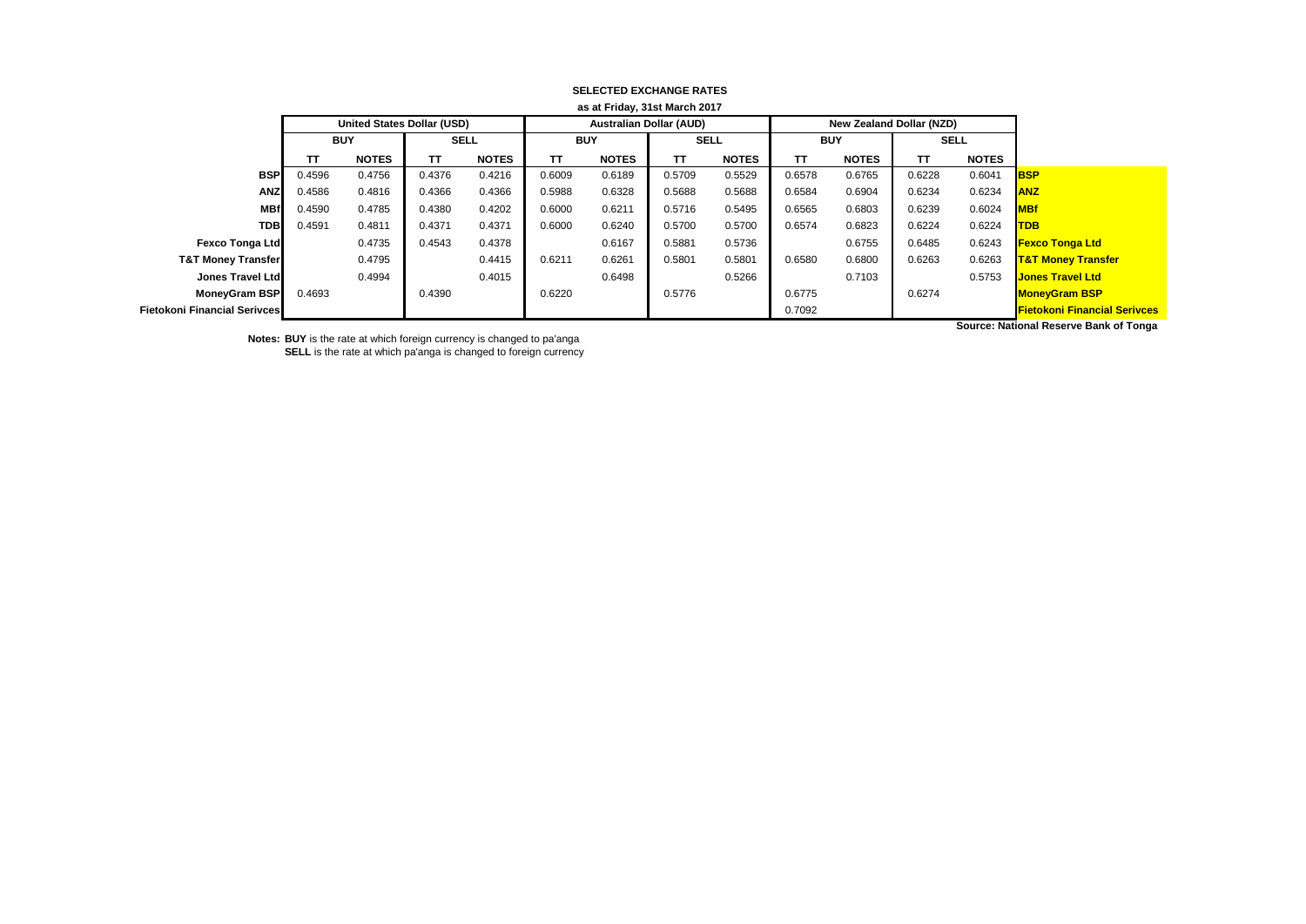**SELECTED EXCHANGE RATES**

**as at Friday, 31st March 2017**

| | United States Dollar (USD) | | | | Australian Dollar (AUD) | | | | New Zealand Dollar (NZD) | | | | |
|---|---|---|---|---|---|---|---|---|---|---|---|---|---|
| | BUY | | SELL | | BUY | | SELL | | BUY | | SELL | | |
| | TT | NOTES | TT | NOTES | TT | NOTES | TT | NOTES | TT | NOTES | TT | NOTES | |
| **BSP** | 0.4596 | 0.4756 | 0.4376 | 0.4216 | 0.6009 | 0.6189 | 0.5709 | 0.5529 | 0.6578 | 0.6765 | 0.6228 | 0.6041 | **BSP** |
| **ANZ** | 0.4586 | 0.4816 | 0.4366 | 0.4366 | 0.5988 | 0.6328 | 0.5688 | 0.5688 | 0.6584 | 0.6904 | 0.6234 | 0.6234 | **ANZ** |
| **MBf** | 0.4590 | 0.4785 | 0.4380 | 0.4202 | 0.6000 | 0.6211 | 0.5716 | 0.5495 | 0.6565 | 0.6803 | 0.6239 | 0.6024 | **MBf** |
| **TDB** | 0.4591 | 0.4811 | 0.4371 | 0.4371 | 0.6000 | 0.6240 | 0.5700 | 0.5700 | 0.6574 | 0.6823 | 0.6224 | 0.6224 | **TDB** |
| **Fexco Tonga Ltd** | | 0.4735 | 0.4543 | 0.4378 | | 0.6167 | 0.5881 | 0.5736 | | 0.6755 | 0.6485 | 0.6243 | **Fexco Tonga Ltd** |
| **T&T Money Transfer** | | 0.4795 | | 0.4415 | 0.6211 | 0.6261 | 0.5801 | 0.5801 | 0.6580 | 0.6800 | 0.6263 | 0.6263 | **T&T Money Transfer** |
| **Jones Travel Ltd** | | 0.4994 | | 0.4015 | | 0.6498 | | 0.5266 | | 0.7103 | | 0.5753 | **Jones Travel Ltd** |
| **MoneyGram BSP** | 0.4693 | | 0.4390 | | 0.6220 | | 0.5776 | | 0.6775 | | 0.6274 | | **MoneyGram BSP** |
| **Fietokoni Financial Serivces** | | | | | | | | | 0.7092 | | | | **Fietokoni Financial Serivces** |

**Source: National Reserve Bank of Tonga**

**Notes: BUY** is the rate at which foreign currency is changed to pa'anga
**SELL** is the rate at which pa'anga is changed to foreign currency